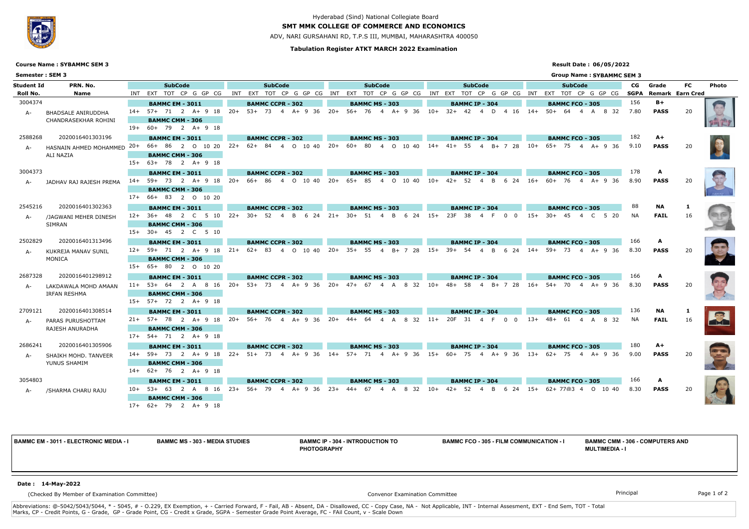Hyderabad (Sind) National Collegiate Board

**SMT MMK COLLEGE OF COMMERCE AND ECONOMICS**

ADV, NARI GURSAHANI RD, T.P.S III, MUMBAI, MAHARASHTRA 400050

**Tabulation Register ATKT MARCH 2022 Examination**

**Course Name : SYBAMMC SEM 3** — **Result Date : 06/05/2022**

**Semester : SEM 3** — **Group Name : SYBAMMC SEM 3**

| Student Id / Roll No. | PRN. No. / Name | Subject | INT | EXT | TOT | CP | G | GP | CG |
|---|---|---|---|---|---|---|---|---|---|
| 3004374 / A- | BHADSALE ANIRUDDHA CHANDRASEKHAR ROHINI | BAMMC EM - 3011 | 14+ | 57+ | 71 | 2 | A+ | 9 | 18 |
| | | BAMMC CCPR - 302 | 20+ | 53+ | 73 | 4 | A+ | 9 | 36 |
| | | BAMMC MS - 303 | 20+ | 56+ | 76 | 4 | A+ | 9 | 36 |
| | | BAMMC IP - 304 | 10+ | 32+ | 42 | 4 | D | 4 | 16 |
| | | BAMMC FCO - 305 | 14+ | 50+ | 64 | 4 | A | 8 | 32 |
| | | BAMMC CMM - 306 | 19+ | 60+ | 79 | 2 | A+ | 9 | 18 |
| 2588268 / A- | 2020016401303196 HASNAIN AHMED MOHAMMED ALI NAZIA | BAMMC EM - 3011 | 20+ | 66+ | 86 | 2 | O | 10 | 20 |
| | | BAMMC CCPR - 302 | 22+ | 62+ | 84 | 4 | O | 10 | 40 |
| | | BAMMC MS - 303 | 20+ | 60+ | 80 | 4 | O | 10 | 40 |
| | | BAMMC IP - 304 | 14+ | 41+ | 55 | 4 | B+ | 7 | 28 |
| | | BAMMC FCO - 305 | 10+ | 65+ | 75 | 4 | A+ | 9 | 36 |
| | | BAMMC CMM - 306 | 15+ | 63+ | 78 | 2 | A+ | 9 | 18 |
| 3004373 / A- | JADHAV RAJ RAJESH PREMA | BAMMC EM - 3011 | 14+ | 59+ | 73 | 2 | A+ | 9 | 18 |
| | | BAMMC CCPR - 302 | 20+ | 66+ | 86 | 4 | O | 10 | 40 |
| | | BAMMC MS - 303 | 20+ | 65+ | 85 | 4 | O | 10 | 40 |
| | | BAMMC IP - 304 | 10+ | 42+ | 52 | 4 | B | 6 | 24 |
| | | BAMMC FCO - 305 | 16+ | 60+ | 76 | 4 | A+ | 9 | 36 |
| | | BAMMC CMM - 306 | 17+ | 66+ | 83 | 2 | O | 10 | 20 |
| 2545216 / A- | 2020016401302363 /JAGWANI MEHER DINESH SIMRAN | BAMMC EM - 3011 | 12+ | 36+ | 48 | 2 | C | 5 | 10 |
| | | BAMMC CCPR - 302 | 22+ | 30+ | 52 | 4 | B | 6 | 24 |
| | | BAMMC MS - 303 | 21+ | 30+ | 51 | 4 | B | 6 | 24 |
| | | BAMMC IP - 304 | 15+ | 23F | 38 | 4 | F | 0 | 0 |
| | | BAMMC FCO - 305 | 15+ | 30+ | 45 | 4 | C | 5 | 20 |
| | | BAMMC CMM - 306 | 15+ | 30+ | 45 | 2 | C | 5 | 10 |
| 2502829 / A- | 2020016401313496 KUKREJA MANAV SUNIL MONICA | BAMMC EM - 3011 | 12+ | 59+ | 71 | 2 | A+ | 9 | 18 |
| | | BAMMC CCPR - 302 | 21+ | 62+ | 83 | 4 | O | 10 | 40 |
| | | BAMMC MS - 303 | 20+ | 35+ | 55 | 4 | B+ | 7 | 28 |
| | | BAMMC IP - 304 | 15+ | 39+ | 54 | 4 | B | 6 | 24 |
| | | BAMMC FCO - 305 | 14+ | 59+ | 73 | 4 | A+ | 9 | 36 |
| | | BAMMC CMM - 306 | 15+ | 65+ | 80 | 2 | O | 10 | 20 |
| 2687328 / A- | 2020016401298912 LAKDAWALA MOHD AMAAN IRFAN RESHMA | BAMMC EM - 3011 | 11+ | 53+ | 64 | 2 | A | 8 | 16 |
| | | BAMMC CCPR - 302 | 20+ | 53+ | 73 | 4 | A+ | 9 | 36 |
| | | BAMMC MS - 303 | 20+ | 47+ | 67 | 4 | A | 8 | 32 |
| | | BAMMC IP - 304 | 10+ | 48+ | 58 | 4 | B+ | 7 | 28 |
| | | BAMMC FCO - 305 | 16+ | 54+ | 70 | 4 | A+ | 9 | 36 |
| | | BAMMC CMM - 306 | 15+ | 57+ | 72 | 2 | A+ | 9 | 18 |
| 2709121 / A- | 2020016401308514 PARAS PURUSHOTTAM RAJESH ANURADHA | BAMMC EM - 3011 | 21+ | 57+ | 78 | 2 | A+ | 9 | 18 |
| | | BAMMC CCPR - 302 | 20+ | 56+ | 76 | 4 | A+ | 9 | 36 |
| | | BAMMC MS - 303 | 20+ | 44+ | 64 | 4 | A | 8 | 32 |
| | | BAMMC IP - 304 | 11+ | 20F | 31 | 4 | F | 0 | 0 |
| | | BAMMC FCO - 305 | 13+ | 48+ | 61 | 4 | A | 8 | 32 |
| | | BAMMC CMM - 306 | 17+ | 54+ | 71 | 2 | A+ | 9 | 18 |
| 2686241 / A- | 2020016401305906 SHAIKH MOHD. TANVEER YUNUS SHAMIM | BAMMC EM - 3011 | 14+ | 59+ | 73 | 2 | A+ | 9 | 18 |
| | | BAMMC CCPR - 302 | 22+ | 51+ | 73 | 4 | A+ | 9 | 36 |
| | | BAMMC MS - 303 | 14+ | 57+ | 71 | 4 | A+ | 9 | 36 |
| | | BAMMC IP - 304 | 15+ | 60+ | 75 | 4 | A+ | 9 | 36 |
| | | BAMMC FCO - 305 | 13+ | 62+ | 75 | 4 | A+ | 9 | 36 |
| | | BAMMC CMM - 306 | 14+ | 62+ | 76 | 2 | A+ | 9 | 18 |
| 3054803 / A- | /SHARMA CHARU RAJU | BAMMC EM - 3011 | 10+ | 53+ | 63 | 2 | A | 8 | 16 |
| | | BAMMC CCPR - 302 | 23+ | 56+ | 79 | 4 | A+ | 9 | 36 |
| | | BAMMC MS - 303 | 23+ | 44+ | 67 | 4 | A | 8 | 32 |
| | | BAMMC IP - 304 | 10+ | 42+ | 52 | 4 | B | 6 | 24 |
| | | BAMMC FCO - 305 | 15+ | 62+ | 77@3 | 4 | O | 10 | 40 |
| | | BAMMC CMM - 306 | 17+ | 62+ | 79 | 2 | A+ | 9 | 18 |

| Student Id | Name | CG | SGPA | Grade | Remark | FC | Earn Cred |
|---|---|---|---|---|---|---|---|
| 3004374 | BHADSALE ANIRUDDHA CHANDRASEKHAR ROHINI | 156 | 7.80 | B+ | PASS | | 20 |
| 2588268 | HASNAIN AHMED MOHAMMED ALI NAZIA | 182 | 9.10 | A+ | PASS | | 20 |
| 3004373 | JADHAV RAJ RAJESH PREMA | 178 | 8.90 | A | PASS | | 20 |
| 2545216 | /JAGWANI MEHER DINESH SIMRAN | 88 | NA | NA | FAIL | 1 | 16 |
| 2502829 | KUKREJA MANAV SUNIL MONICA | 166 | 8.30 | A | PASS | | 20 |
| 2687328 | LAKDAWALA MOHD AMAAN IRFAN RESHMA | 166 | 8.30 | A | PASS | | 20 |
| 2709121 | PARAS PURUSHOTTAM RAJESH ANURADHA | 136 | NA | NA | FAIL | 1 | 16 |
| 2686241 | SHAIKH MOHD. TANVEER YUNUS SHAMIM | 180 | 9.00 | A+ | PASS | | 20 |
| 3054803 | /SHARMA CHARU RAJU | 166 | 8.30 | A | PASS | | 20 |

**BAMMC EM - 3011 - ELECTRONIC MEDIA - I** | **BAMMC MS - 303 - MEDIA STUDIES** | **BAMMC IP - 304 - INTRODUCTION TO PHOTOGRAPHY** | **BAMMC FCO - 305 - FILM COMMUNICATION - I** | **BAMMC CMM - 306 - COMPUTERS AND MULTIMEDIA - I**

**Date : 14-May-2022**

(Checked By Member of Examination Committee) — Convenor Examination Committee — Principal

Abbreviations: @-5042/5043/5044, * - 5045, # - O.229, EX Exemption, + - Carried Forward, F - Fail, AB - Absent, DA - Disallowed, CC - Copy Case, NA - Not Applicable, INT - Internal Assesment, EXT - End Sem, TOT - Total Marks, CP - Credit Points, G - Grade, GP - Grade Point, CG - Credit x Grade, SGPA - Semester Grade Point Average, FC - FAil Count, v - Scale Down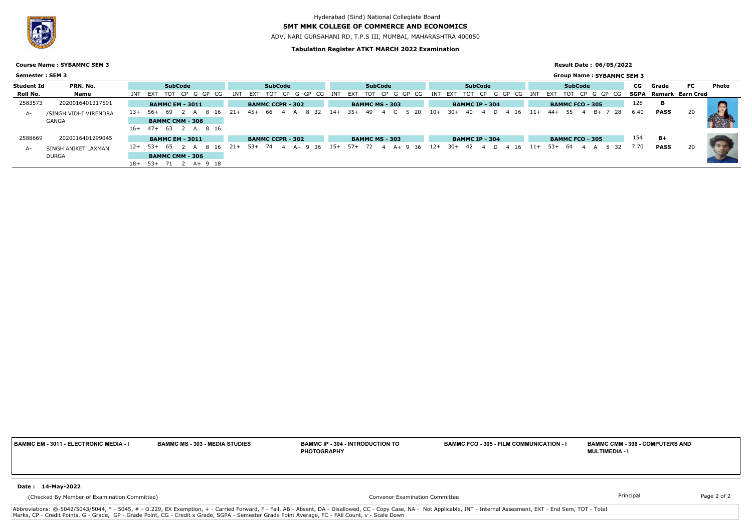Hyderabad (Sind) National Collegiate Board

# SMT MMK COLLEGE OF COMMERCE AND ECONOMICS

ADV, NARI GURSAHANI RD, T.P.S III, MUMBAI, MAHARASHTRA 400050

**Tabulation Register ATKT MARCH 2022 Examination**

**Course Name : SYBAMMC SEM 3** | **Result Date : 06/05/2022**

**Semester : SEM 3** | **Group Name : SYBAMMC SEM 3**

| Student Id / Roll No. | PRN. No. / Name | SubCode (INT EXT TOT CP G GP CG) | SubCode (INT EXT TOT CP G GP CG) | SubCode (INT EXT TOT CP G GP CG) | SubCode (INT EXT TOT CP G GP CG) | SubCode (INT EXT TOT CP G GP CG) | CG / SGPA | Grade / Remark | FC / Earn Cred | Photo |
|---|---|---|---|---|---|---|---|---|---|---|
| 2583573 | 2020016401317591 | BAMMC EM - 3011 | BAMMC CCPR - 302 | BAMMC MS - 303 | BAMMC IP - 304 | BAMMC FCO - 305 | 128 | B | | |
| A- | /SINGH VIDHI VIRENDRA GANGA | 13+ 56+ 69 2 A 8 16 | 21+ 45+ 66 4 A 8 32 | 14+ 35+ 49 4 C 5 20 | 10+ 30+ 40 4 D 4 16 | 11+ 44+ 55 4 B+ 7 28 | 6.40 | PASS | 20 | |
| | | BAMMC CMM - 306 | | | | | | | | |
| | | 16+ 47+ 63 2 A 8 16 | | | | | | | | |
| 2588669 | 2020016401299045 | BAMMC EM - 3011 | BAMMC CCPR - 302 | BAMMC MS - 303 | BAMMC IP - 304 | BAMMC FCO - 305 | 154 | B+ | | |
| A- | SINGH ANIKET LAXMAN DURGA | 12+ 53+ 65 2 A 8 16 | 21+ 53+ 74 4 A+ 9 36 | 15+ 57+ 72 4 A+ 9 36 | 12+ 30+ 42 4 D 4 16 | 11+ 53+ 64 4 A 8 32 | 7.70 | PASS | 20 | |
| | | BAMMC CMM - 306 | | | | | | | | |
| | | 18+ 53+ 71 2 A+ 9 18 | | | | | | | | |

| | | | | |
|---|---|---|---|---|
| BAMMC EM - 3011 - ELECTRONIC MEDIA - I | BAMMC MS - 303 - MEDIA STUDIES | BAMMC IP - 304 - INTRODUCTION TO PHOTOGRAPHY | BAMMC FCO - 305 - FILM COMMUNICATION - I | BAMMC CMM - 306 - COMPUTERS AND MULTIMEDIA - I |

**Date : 14-May-2022**

(Checked By Member of Examination Committee) | Convenor Examination Committee | Principal

Abbreviations: @-5042/5043/5044, * - 5045, # - O.229, EX Exemption, + - Carried Forward, F - Fail, AB - Absent, DA - Disallowed, CC - Copy Case, NA - Not Applicable, INT - Internal Assesment, EXT - End Sem, TOT - Total Marks, CP - Credit Points, G - Grade, GP - Grade Point, CG - Credit x Grade, SGPA - Semester Grade Point Average, FC - FAil Count, v - Scale Down